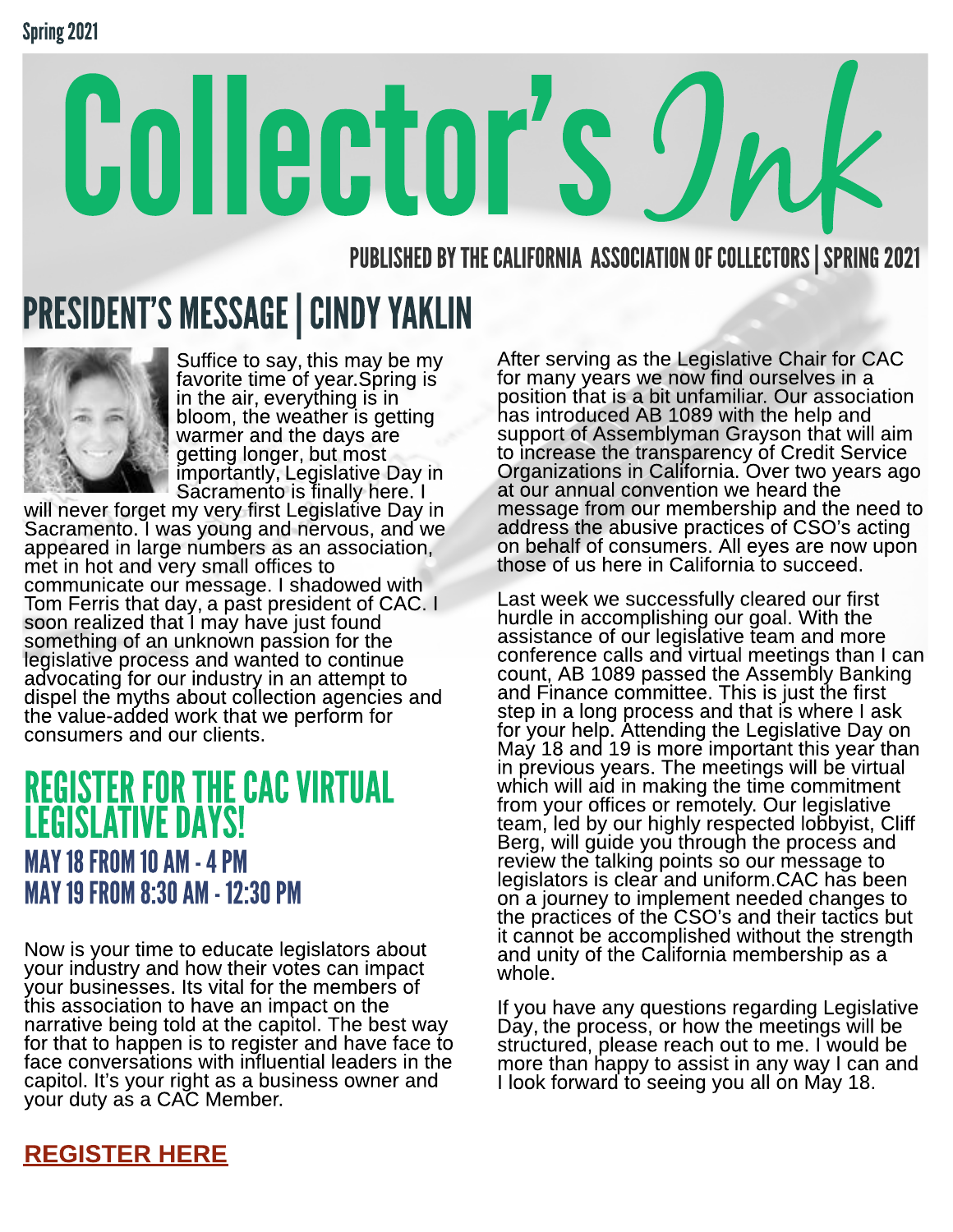Spring 2021

# Collector's Ink

PUBLISHED BY THE CALIFORNIA ASSOCIATION OF COLLECTORS | SPRING 2021

## PRESIDENT'S MESSAGE | CINDY YAKLIN

Suffice to say, this may be my favorite time of year.Spring is in the air, everything is in bloom, the weather is getting warmer and the days are getting longer, but most importantly, Legislative Day in Sacramento is finally here. I will never forget my very first Legislative Day in Sacramento. I was young and nervous, and we appeared in large numbers as an association, met in hot and very small offices to communicate our message. I shadowed with Tom Ferris that day, a past president of CAC. I soon realized that I may have just found something of an unknown passion for the legislative process and wanted to continue advocating for our industry in an attempt to dispel the myths about collection agencies and the value-added work that we perform for consumers and our clients.

## REGISTER FOR THE CAC VIRTUAL LEGISLATIVE DAYS!

### MAY 18 FROM 10 AM - 4 PM
### MAY 19 FROM 8:30 AM - 12:30 PM

Now is your time to educate legislators about your industry and how their votes can impact your businesses. Its vital for the members of this association to have an impact on the narrative being told at the capitol. The best way for that to happen is to register and have face to face conversations with influential leaders in the capitol. It's your right as a business owner and your duty as a CAC Member.

**REGISTER HERE**

After serving as the Legislative Chair for CAC for many years we now find ourselves in a position that is a bit unfamiliar. Our association has introduced AB 1089 with the help and support of Assemblyman Grayson that will aim to increase the transparency of Credit Service Organizations in California. Over two years ago at our annual convention we heard the message from our membership and the need to address the abusive practices of CSO's acting on behalf of consumers. All eyes are now upon those of us here in California to succeed.

Last week we successfully cleared our first hurdle in accomplishing our goal. With the assistance of our legislative team and more conference calls and virtual meetings than I can count, AB 1089 passed the Assembly Banking and Finance committee. This is just the first step in a long process and that is where I ask for your help. Attending the Legislative Day on May 18 and 19 is more important this year than in previous years. The meetings will be virtual which will aid in making the time commitment from your offices or remotely. Our legislative team, led by our highly respected lobbyist, Cliff Berg, will guide you through the process and review the talking points so our message to legislators is clear and uniform.CAC has been on a journey to implement needed changes to the practices of the CSO's and their tactics but it cannot be accomplished without the strength and unity of the California membership as a whole.

If you have any questions regarding Legislative Day, the process, or how the meetings will be structured, please reach out to me. I would be more than happy to assist in any way I can and I look forward to seeing you all on May 18.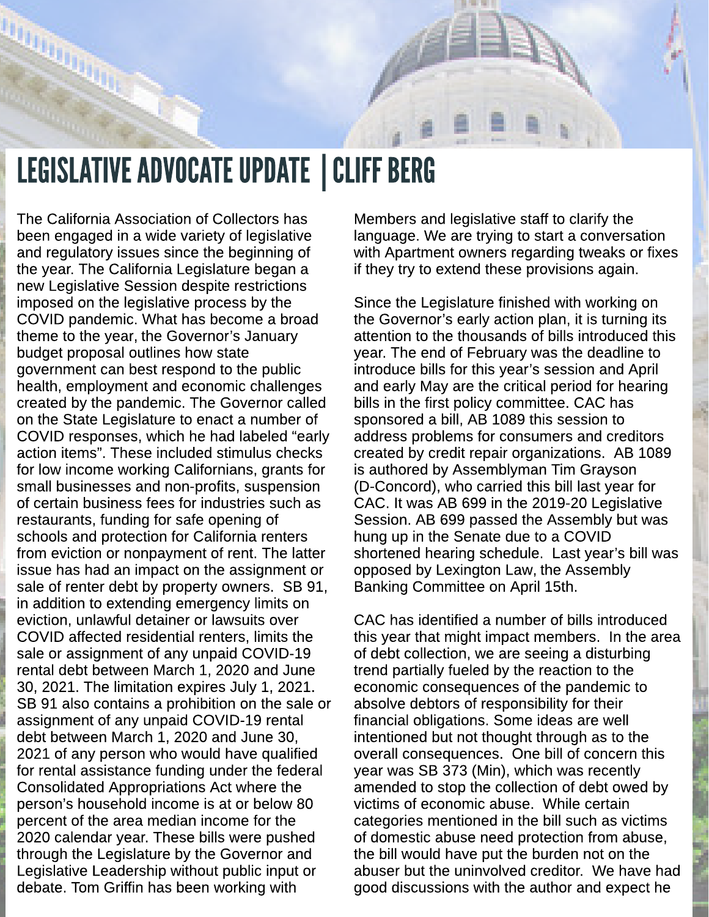# LEGISLATIVE ADVOCATE UPDATE | CLIFF BERG

The California Association of Collectors has been engaged in a wide variety of legislative and regulatory issues since the beginning of the year. The California Legislature began a new Legislative Session despite restrictions imposed on the legislative process by the COVID pandemic. What has become a broad theme to the year, the Governor's January budget proposal outlines how state government can best respond to the public health, employment and economic challenges created by the pandemic. The Governor called on the State Legislature to enact a number of COVID responses, which he had labeled "early action items". These included stimulus checks for low income working Californians, grants for small businesses and non-profits, suspension of certain business fees for industries such as restaurants, funding for safe opening of schools and protection for California renters from eviction or nonpayment of rent. The latter issue has had an impact on the assignment or sale of renter debt by property owners. SB 91, in addition to extending emergency limits on eviction, unlawful detainer or lawsuits over COVID affected residential renters, limits the sale or assignment of any unpaid COVID-19 rental debt between March 1, 2020 and June 30, 2021. The limitation expires July 1, 2021. SB 91 also contains a prohibition on the sale or assignment of any unpaid COVID-19 rental debt between March 1, 2020 and June 30, 2021 of any person who would have qualified for rental assistance funding under the federal Consolidated Appropriations Act where the person's household income is at or below 80 percent of the area median income for the 2020 calendar year. These bills were pushed through the Legislature by the Governor and Legislative Leadership without public input or debate. Tom Griffin has been working with Members and legislative staff to clarify the language. We are trying to start a conversation with Apartment owners regarding tweaks or fixes if they try to extend these provisions again.

Since the Legislature finished with working on the Governor's early action plan, it is turning its attention to the thousands of bills introduced this year. The end of February was the deadline to introduce bills for this year's session and April and early May are the critical period for hearing bills in the first policy committee. CAC has sponsored a bill, AB 1089 this session to address problems for consumers and creditors created by credit repair organizations. AB 1089 is authored by Assemblyman Tim Grayson (D-Concord), who carried this bill last year for CAC. It was AB 699 in the 2019-20 Legislative Session. AB 699 passed the Assembly but was hung up in the Senate due to a COVID shortened hearing schedule. Last year's bill was opposed by Lexington Law, the Assembly Banking Committee on April 15th.

CAC has identified a number of bills introduced this year that might impact members. In the area of debt collection, we are seeing a disturbing trend partially fueled by the reaction to the economic consequences of the pandemic to absolve debtors of responsibility for their financial obligations. Some ideas are well intentioned but not thought through as to the overall consequences. One bill of concern this year was SB 373 (Min), which was recently amended to stop the collection of debt owed by victims of economic abuse. While certain categories mentioned in the bill such as victims of domestic abuse need protection from abuse, the bill would have put the burden not on the abuser but the uninvolved creditor. We have had good discussions with the author and expect he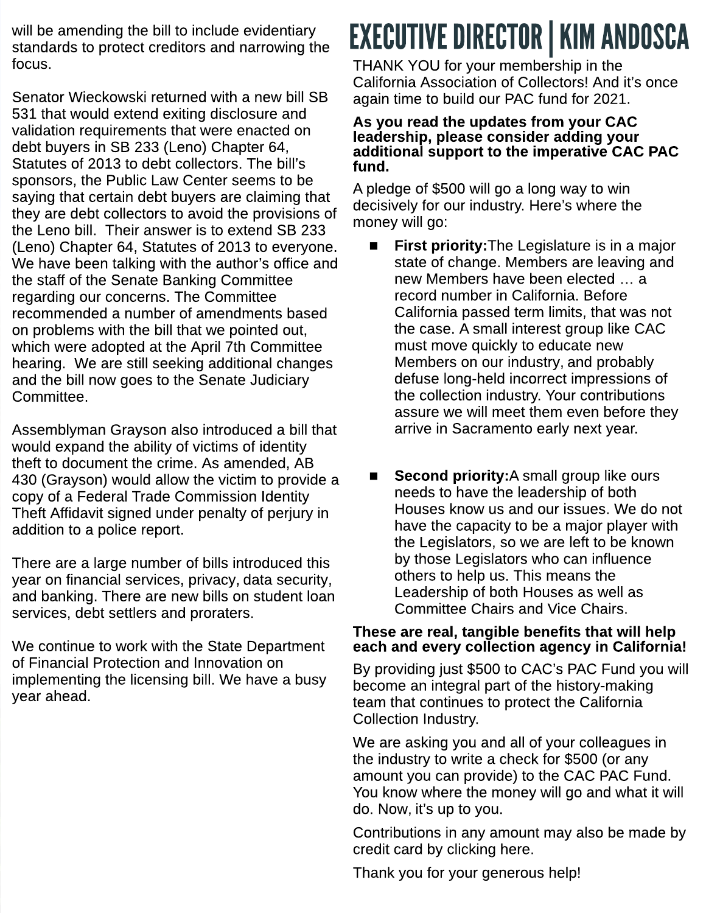will be amending the bill to include evidentiary standards to protect creditors and narrowing the focus.

Senator Wieckowski returned with a new bill SB 531 that would extend exiting disclosure and validation requirements that were enacted on debt buyers in SB 233 (Leno) Chapter 64, Statutes of 2013 to debt collectors. The bill's sponsors, the Public Law Center seems to be saying that certain debt buyers are claiming that they are debt collectors to avoid the provisions of the Leno bill. Their answer is to extend SB 233 (Leno) Chapter 64, Statutes of 2013 to everyone. We have been talking with the author's office and the staff of the Senate Banking Committee regarding our concerns. The Committee recommended a number of amendments based on problems with the bill that we pointed out, which were adopted at the April 7th Committee hearing. We are still seeking additional changes and the bill now goes to the Senate Judiciary Committee.

Assemblyman Grayson also introduced a bill that would expand the ability of victims of identity theft to document the crime. As amended, AB 430 (Grayson) would allow the victim to provide a copy of a Federal Trade Commission Identity Theft Affidavit signed under penalty of perjury in addition to a police report.

There are a large number of bills introduced this year on financial services, privacy, data security, and banking. There are new bills on student loan services, debt settlers and proraters.

We continue to work with the State Department of Financial Protection and Innovation on implementing the licensing bill. We have a busy year ahead.

# EXECUTIVE DIRECTOR | KIM ANDOSCA

THANK YOU for your membership in the California Association of Collectors! And it's once again time to build our PAC fund for 2021.

**As you read the updates from your CAC leadership, please consider adding your additional support to the imperative CAC PAC fund.**

A pledge of $500 will go a long way to win decisively for our industry. Here's where the money will go:

- **First priority:** The Legislature is in a major state of change. Members are leaving and new Members have been elected … a record number in California. Before California passed term limits, that was not the case. A small interest group like CAC must move quickly to educate new Members on our industry, and probably defuse long-held incorrect impressions of the collection industry. Your contributions assure we will meet them even before they arrive in Sacramento early next year.

- **Second priority:** A small group like ours needs to have the leadership of both Houses know us and our issues. We do not have the capacity to be a major player with the Legislators, so we are left to be known by those Legislators who can influence others to help us. This means the Leadership of both Houses as well as Committee Chairs and Vice Chairs.

**These are real, tangible benefits that will help each and every collection agency in California!**

By providing just $500 to CAC's PAC Fund you will become an integral part of the history-making team that continues to protect the California Collection Industry.

We are asking you and all of your colleagues in the industry to write a check for $500 (or any amount you can provide) to the CAC PAC Fund. You know where the money will go and what it will do. Now, it's up to you.

Contributions in any amount may also be made by credit card by clicking here.

Thank you for your generous help!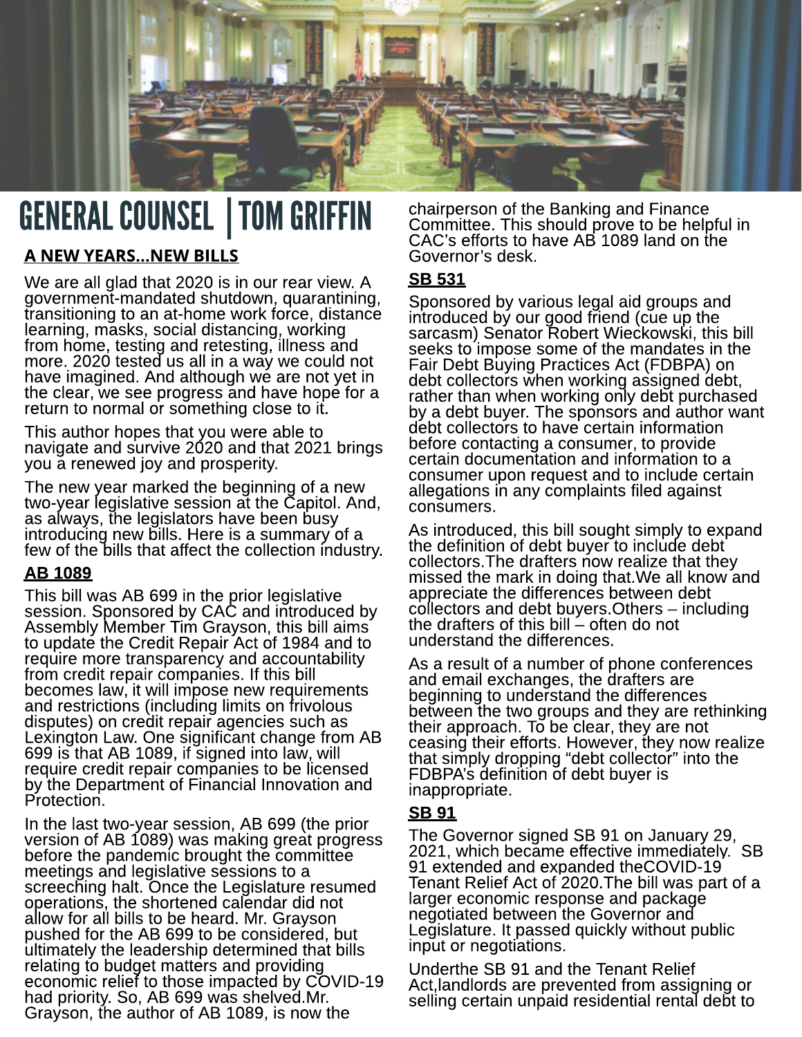# GENERAL COUNSEL | TOM GRIFFIN

## A NEW YEARS…NEW BILLS

We are all glad that 2020 is in our rear view. A government-mandated shutdown, quarantining, transitioning to an at-home work force, distance learning, masks, social distancing, working from home, testing and retesting, illness and more. 2020 tested us all in a way we could not have imagined. And although we are not yet in the clear, we see progress and have hope for a return to normal or something close to it.

This author hopes that you were able to navigate and survive 2020 and that 2021 brings you a renewed joy and prosperity.

The new year marked the beginning of a new two-year legislative session at the Capitol. And, as always, the legislators have been busy introducing new bills. Here is a summary of a few of the bills that affect the collection industry.

### AB 1089

This bill was AB 699 in the prior legislative session. Sponsored by CAC and introduced by Assembly Member Tim Grayson, this bill aims to update the Credit Repair Act of 1984 and to require more transparency and accountability from credit repair companies. If this bill becomes law, it will impose new requirements and restrictions (including limits on frivolous disputes) on credit repair agencies such as Lexington Law. One significant change from AB 699 is that AB 1089, if signed into law, will require credit repair companies to be licensed by the Department of Financial Innovation and Protection.

In the last two-year session, AB 699 (the prior version of AB 1089) was making great progress before the pandemic brought the committee meetings and legislative sessions to a screeching halt. Once the Legislature resumed operations, the shortened calendar did not allow for all bills to be heard. Mr. Grayson pushed for the AB 699 to be considered, but ultimately the leadership determined that bills relating to budget matters and providing economic relief to those impacted by COVID-19 had priority. So, AB 699 was shelved.Mr. Grayson, the author of AB 1089, is now the chairperson of the Banking and Finance Committee. This should prove to be helpful in CAC's efforts to have AB 1089 land on the Governor's desk.

### SB 531

Sponsored by various legal aid groups and introduced by our good friend (cue up the sarcasm) Senator Robert Wieckowski, this bill seeks to impose some of the mandates in the Fair Debt Buying Practices Act (FDBPA) on debt collectors when working assigned debt, rather than when working only debt purchased by a debt buyer. The sponsors and author want debt collectors to have certain information before contacting a consumer, to provide certain documentation and information to a consumer upon request and to include certain allegations in any complaints filed against consumers.

As introduced, this bill sought simply to expand the definition of debt buyer to include debt collectors.The drafters now realize that they missed the mark in doing that.We all know and appreciate the differences between debt collectors and debt buyers.Others – including the drafters of this bill – often do not understand the differences.

As a result of a number of phone conferences and email exchanges, the drafters are beginning to understand the differences between the two groups and they are rethinking their approach. To be clear, they are not ceasing their efforts. However, they now realize that simply dropping "debt collector" into the FDBPA's definition of debt buyer is inappropriate.

### SB 91

The Governor signed SB 91 on January 29, 2021, which became effective immediately. SB 91 extended and expanded theCOVID-19 Tenant Relief Act of 2020.The bill was part of a larger economic response and package negotiated between the Governor and Legislature. It passed quickly without public input or negotiations.

Underthe SB 91 and the Tenant Relief Act,landlords are prevented from assigning or selling certain unpaid residential rental debt to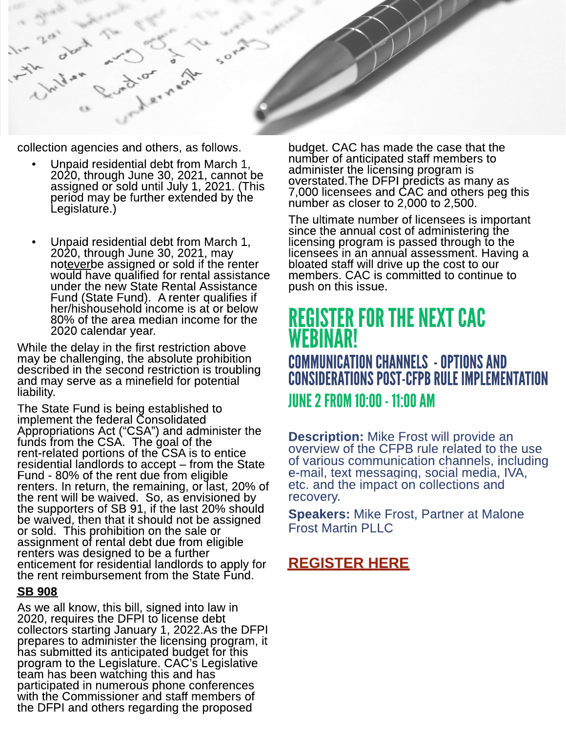collection agencies and others, as follows.

- Unpaid residential debt from March 1, 2020, through June 30, 2021, cannot be assigned or sold until July 1, 2021. (This period may be further extended by the Legislature.)

- Unpaid residential debt from March 1, 2020, through June 30, 2021, may not<u>ever</u>be assigned or sold if the renter would have qualified for rental assistance under the new State Rental Assistance Fund (State Fund). A renter qualifies if her/hishousehold income is at or below 80% of the area median income for the 2020 calendar year.

While the delay in the first restriction above may be challenging, the absolute prohibition described in the second restriction is troubling and may serve as a minefield for potential liability.

The State Fund is being established to implement the federal Consolidated Appropriations Act ("CSA") and administer the funds from the CSA. The goal of the rent-related portions of the CSA is to entice residential landlords to accept – from the State Fund - 80% of the rent due from eligible renters. In return, the remaining, or last, 20% of the rent will be waived. So, as envisioned by the supporters of SB 91, if the last 20% should be waived, then that it should not be assigned or sold. This prohibition on the sale or assignment of rental debt due from eligible renters was designed to be a further enticement for residential landlords to apply for the rent reimbursement from the State Fund.

**<u>SB 908</u>**

As we all know, this bill, signed into law in 2020, requires the DFPI to license debt collectors starting January 1, 2022.As the DFPI prepares to administer the licensing program, it has submitted its anticipated budget for this program to the Legislature. CAC's Legislative team has been watching this and has participated in numerous phone conferences with the Commissioner and staff members of the DFPI and others regarding the proposed budget. CAC has made the case that the number of anticipated staff members to administer the licensing program is overstated.The DFPI predicts as many as 7,000 licensees and CAC and others peg this number as closer to 2,000 to 2,500.

The ultimate number of licensees is important since the annual cost of administering the licensing program is passed through to the licensees in an annual assessment. Having a bloated staff will drive up the cost to our members. CAC is committed to continue to push on this issue.

# REGISTER FOR THE NEXT CAC WEBINAR!

## COMMUNICATION CHANNELS - OPTIONS AND CONSIDERATIONS POST-CFPB RULE IMPLEMENTATION

### JUNE 2 FROM 10:00 - 11:00 AM

**Description:** Mike Frost will provide an overview of the CFPB rule related to the use of various communication channels, including e-mail, text messaging, social media, IVA, etc. and the impact on collections and recovery.

**Speakers:** Mike Frost, Partner at Malone Frost Martin PLLC

**<u>REGISTER HERE</u>**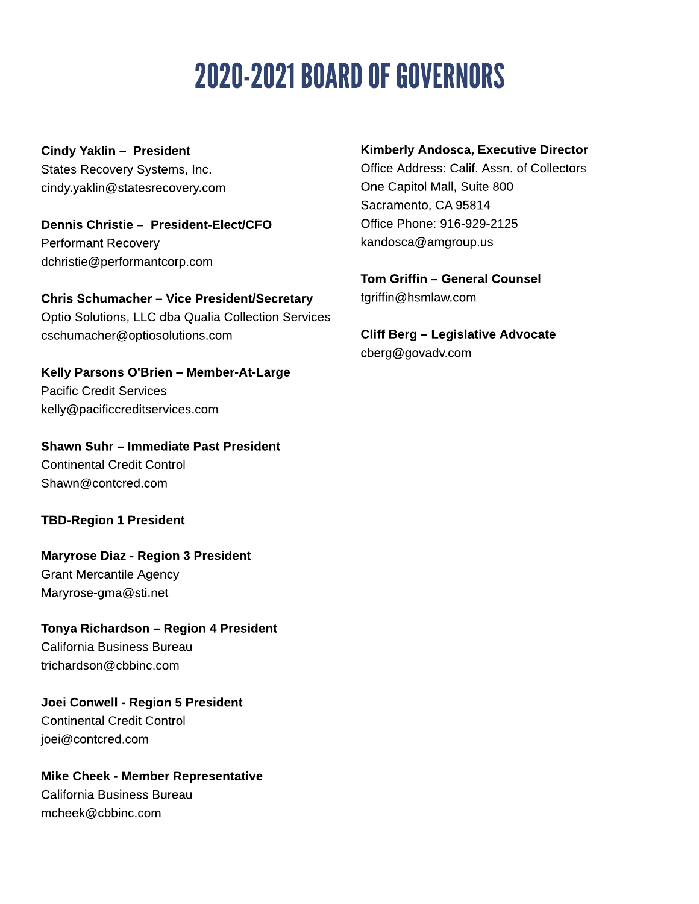# 2020-2021 BOARD OF GOVERNORS

**Cindy Yaklin – President**
States Recovery Systems, Inc.
cindy.yaklin@statesrecovery.com

**Dennis Christie – President-Elect/CFO**
Performant Recovery
dchristie@performantcorp.com

**Chris Schumacher – Vice President/Secretary**
Optio Solutions, LLC dba Qualia Collection Services
cschumacher@optiosolutions.com

**Kelly Parsons O'Brien – Member-At-Large**
Pacific Credit Services
kelly@pacificcreditservices.com

**Shawn Suhr – Immediate Past President**
Continental Credit Control
Shawn@contcred.com

**TBD-Region 1 President**

**Maryrose Diaz - Region 3 President**
Grant Mercantile Agency
Maryrose-gma@sti.net

**Tonya Richardson – Region 4 President**
California Business Bureau
trichardson@cbbinc.com

**Joei Conwell - Region 5 President**
Continental Credit Control
joei@contcred.com

**Mike Cheek - Member Representative**
California Business Bureau
mcheek@cbbinc.com

**Kimberly Andosca, Executive Director**
Office Address: Calif. Assn. of Collectors
One Capitol Mall, Suite 800
Sacramento, CA 95814
Office Phone: 916-929-2125
kandosca@amgroup.us

**Tom Griffin – General Counsel**
tgriffin@hsmlaw.com

**Cliff Berg – Legislative Advocate**
cberg@govadv.com